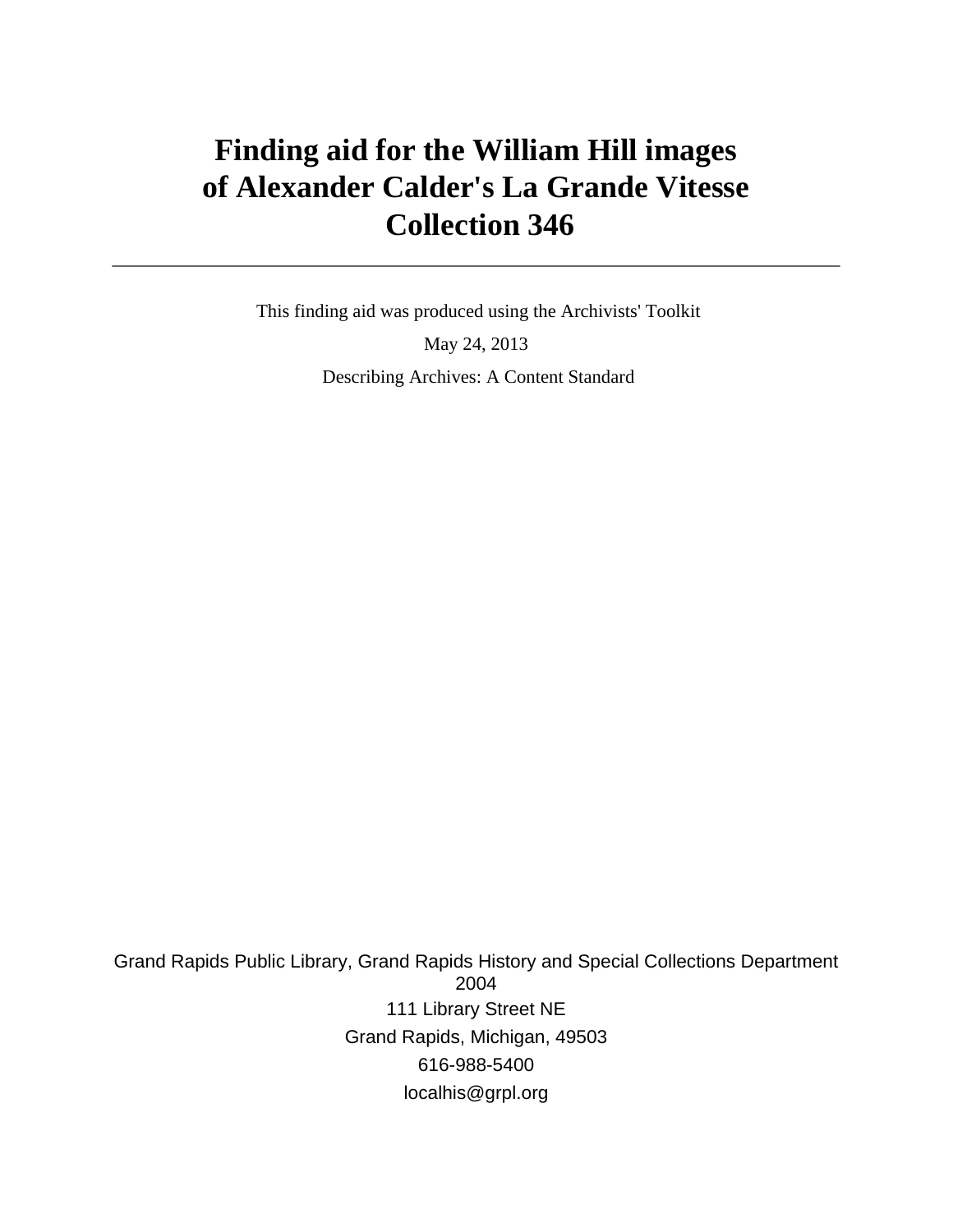# Finding aid for the William Hill images of Alexander Calder's La Grande Vitesse Collection 346

---

This finding aid was produced using the Archivists' Toolkit

May 24, 2013

Describing Archives: A Content Standard

Grand Rapids Public Library, Grand Rapids History and Special Collections Department
2004

111 Library Street NE

Grand Rapids, Michigan, 49503

616-988-5400

localhis@grpl.org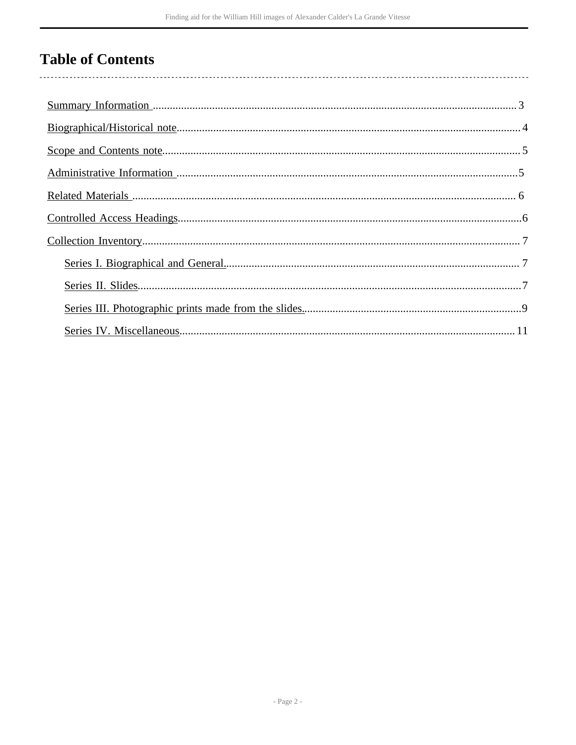# Table of Contents

- Summary Information ... 3
- Biographical/Historical note ... 4
- Scope and Contents note ... 5
- Administrative Information ... 5
- Related Materials ... 6
- Controlled Access Headings ... 6
- Collection Inventory ... 7
  - Series I. Biographical and General ... 7
  - Series II. Slides ... 7
  - Series III. Photographic prints made from the slides ... 9
  - Series IV. Miscellaneous ... 11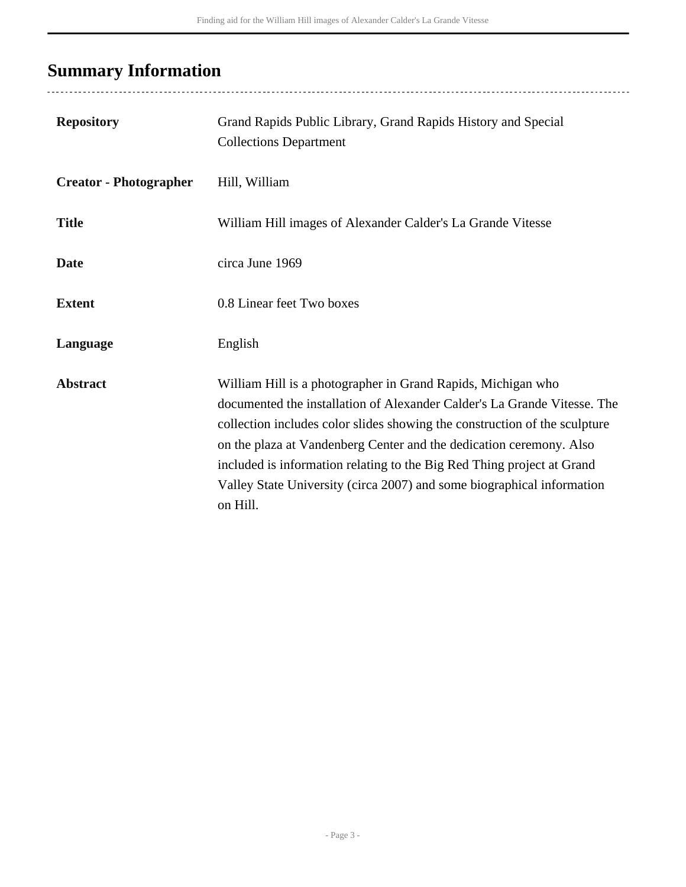## Summary Information

| | |
|---|---|
| **Repository** | Grand Rapids Public Library, Grand Rapids History and Special Collections Department |
| **Creator - Photographer** | Hill, William |
| **Title** | William Hill images of Alexander Calder's La Grande Vitesse |
| **Date** | circa June 1969 |
| **Extent** | 0.8 Linear feet Two boxes |
| **Language** | English |
| **Abstract** | William Hill is a photographer in Grand Rapids, Michigan who documented the installation of Alexander Calder's La Grande Vitesse. The collection includes color slides showing the construction of the sculpture on the plaza at Vandenberg Center and the dedication ceremony. Also included is information relating to the Big Red Thing project at Grand Valley State University (circa 2007) and some biographical information on Hill. |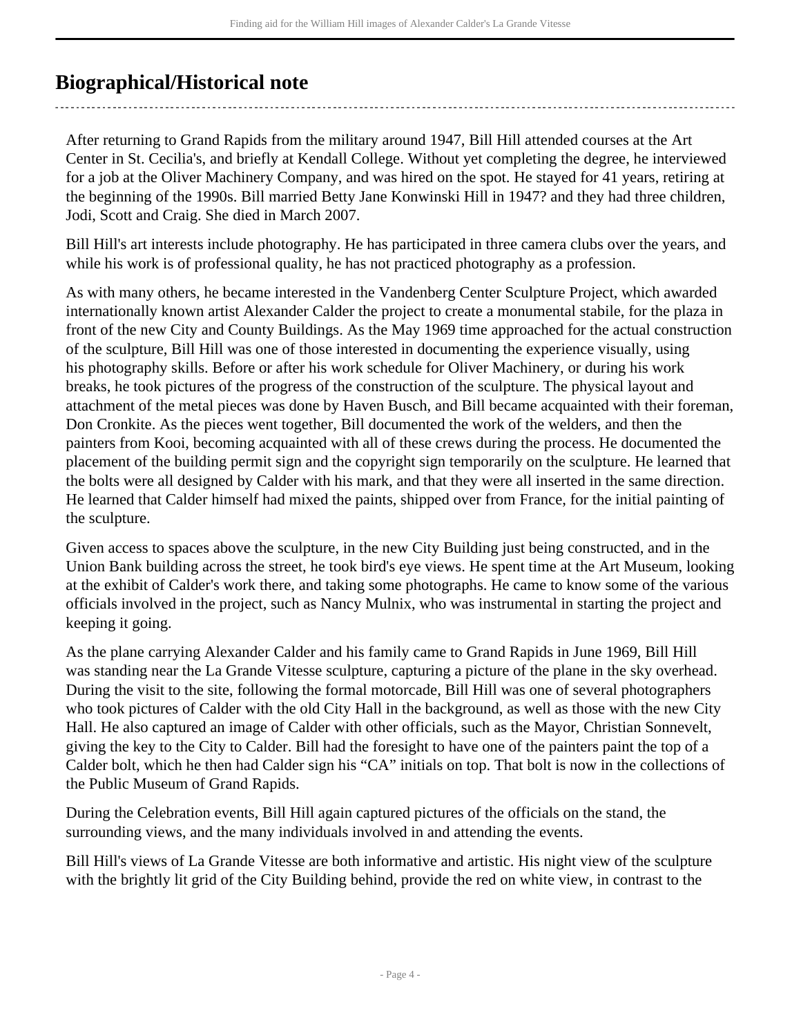## Biographical/Historical note

After returning to Grand Rapids from the military around 1947, Bill Hill attended courses at the Art Center in St. Cecilia's, and briefly at Kendall College. Without yet completing the degree, he interviewed for a job at the Oliver Machinery Company, and was hired on the spot. He stayed for 41 years, retiring at the beginning of the 1990s. Bill married Betty Jane Konwinski Hill in 1947? and they had three children, Jodi, Scott and Craig. She died in March 2007.

Bill Hill's art interests include photography. He has participated in three camera clubs over the years, and while his work is of professional quality, he has not practiced photography as a profession.

As with many others, he became interested in the Vandenberg Center Sculpture Project, which awarded internationally known artist Alexander Calder the project to create a monumental stabile, for the plaza in front of the new City and County Buildings. As the May 1969 time approached for the actual construction of the sculpture, Bill Hill was one of those interested in documenting the experience visually, using his photography skills. Before or after his work schedule for Oliver Machinery, or during his work breaks, he took pictures of the progress of the construction of the sculpture. The physical layout and attachment of the metal pieces was done by Haven Busch, and Bill became acquainted with their foreman, Don Cronkite. As the pieces went together, Bill documented the work of the welders, and then the painters from Kooi, becoming acquainted with all of these crews during the process. He documented the placement of the building permit sign and the copyright sign temporarily on the sculpture. He learned that the bolts were all designed by Calder with his mark, and that they were all inserted in the same direction. He learned that Calder himself had mixed the paints, shipped over from France, for the initial painting of the sculpture.

Given access to spaces above the sculpture, in the new City Building just being constructed, and in the Union Bank building across the street, he took bird's eye views. He spent time at the Art Museum, looking at the exhibit of Calder's work there, and taking some photographs. He came to know some of the various officials involved in the project, such as Nancy Mulnix, who was instrumental in starting the project and keeping it going.

As the plane carrying Alexander Calder and his family came to Grand Rapids in June 1969, Bill Hill was standing near the La Grande Vitesse sculpture, capturing a picture of the plane in the sky overhead. During the visit to the site, following the formal motorcade, Bill Hill was one of several photographers who took pictures of Calder with the old City Hall in the background, as well as those with the new City Hall. He also captured an image of Calder with other officials, such as the Mayor, Christian Sonnevelt, giving the key to the City to Calder. Bill had the foresight to have one of the painters paint the top of a Calder bolt, which he then had Calder sign his "CA" initials on top. That bolt is now in the collections of the Public Museum of Grand Rapids.

During the Celebration events, Bill Hill again captured pictures of the officials on the stand, the surrounding views, and the many individuals involved in and attending the events.

Bill Hill's views of La Grande Vitesse are both informative and artistic. His night view of the sculpture with the brightly lit grid of the City Building behind, provide the red on white view, in contrast to the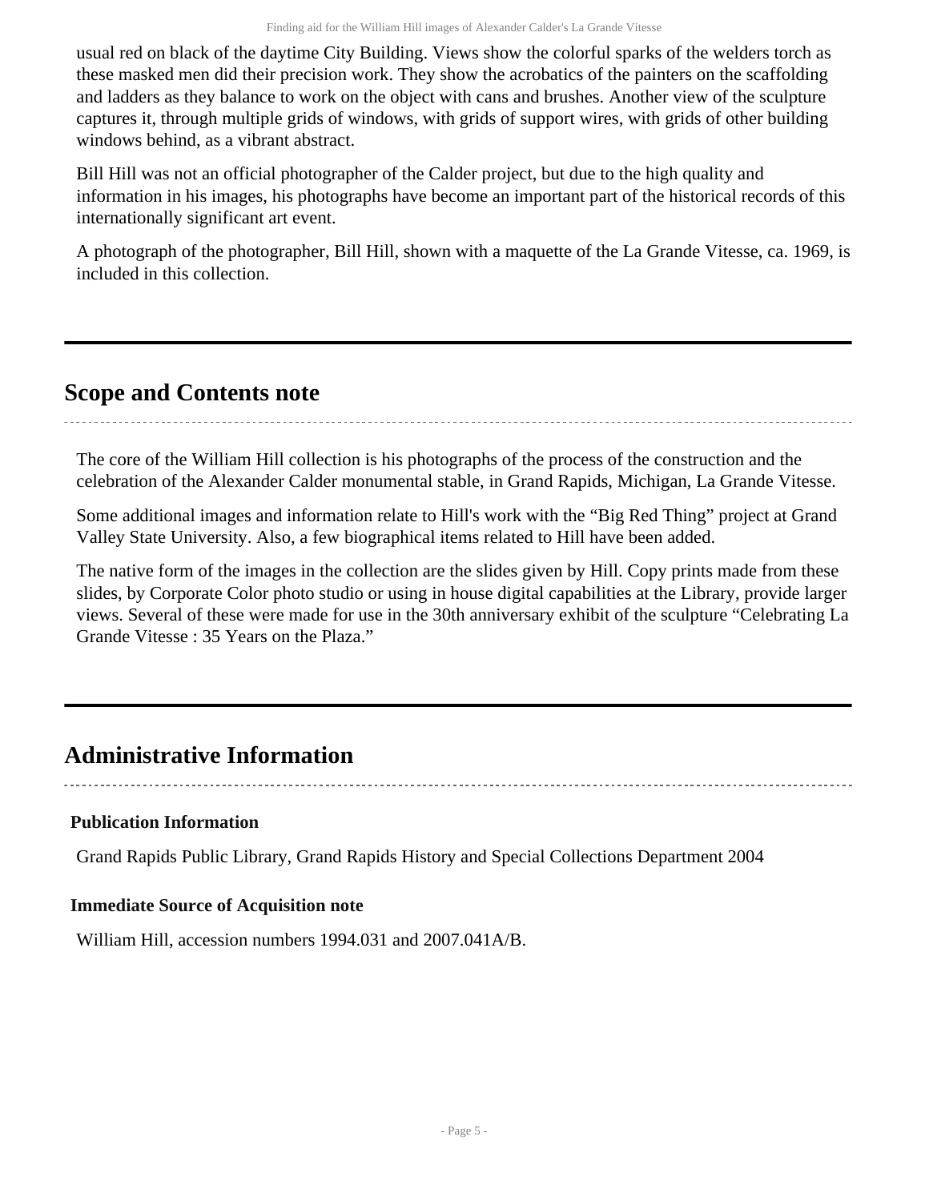usual red on black of the daytime City Building. Views show the colorful sparks of the welders torch as these masked men did their precision work. They show the acrobatics of the painters on the scaffolding and ladders as they balance to work on the object with cans and brushes. Another view of the sculpture captures it, through multiple grids of windows, with grids of support wires, with grids of other building windows behind, as a vibrant abstract.

Bill Hill was not an official photographer of the Calder project, but due to the high quality and information in his images, his photographs have become an important part of the historical records of this internationally significant art event.

A photograph of the photographer, Bill Hill, shown with a maquette of the La Grande Vitesse, ca. 1969, is included in this collection.

## Scope and Contents note

The core of the William Hill collection is his photographs of the process of the construction and the celebration of the Alexander Calder monumental stable, in Grand Rapids, Michigan, La Grande Vitesse.

Some additional images and information relate to Hill's work with the “Big Red Thing” project at Grand Valley State University. Also, a few biographical items related to Hill have been added.

The native form of the images in the collection are the slides given by Hill. Copy prints made from these slides, by Corporate Color photo studio or using in house digital capabilities at the Library, provide larger views. Several of these were made for use in the 30th anniversary exhibit of the sculpture “Celebrating La Grande Vitesse : 35 Years on the Plaza.”

## Administrative Information

### Publication Information

Grand Rapids Public Library, Grand Rapids History and Special Collections Department 2004

### Immediate Source of Acquisition note

William Hill, accession numbers 1994.031 and 2007.041A/B.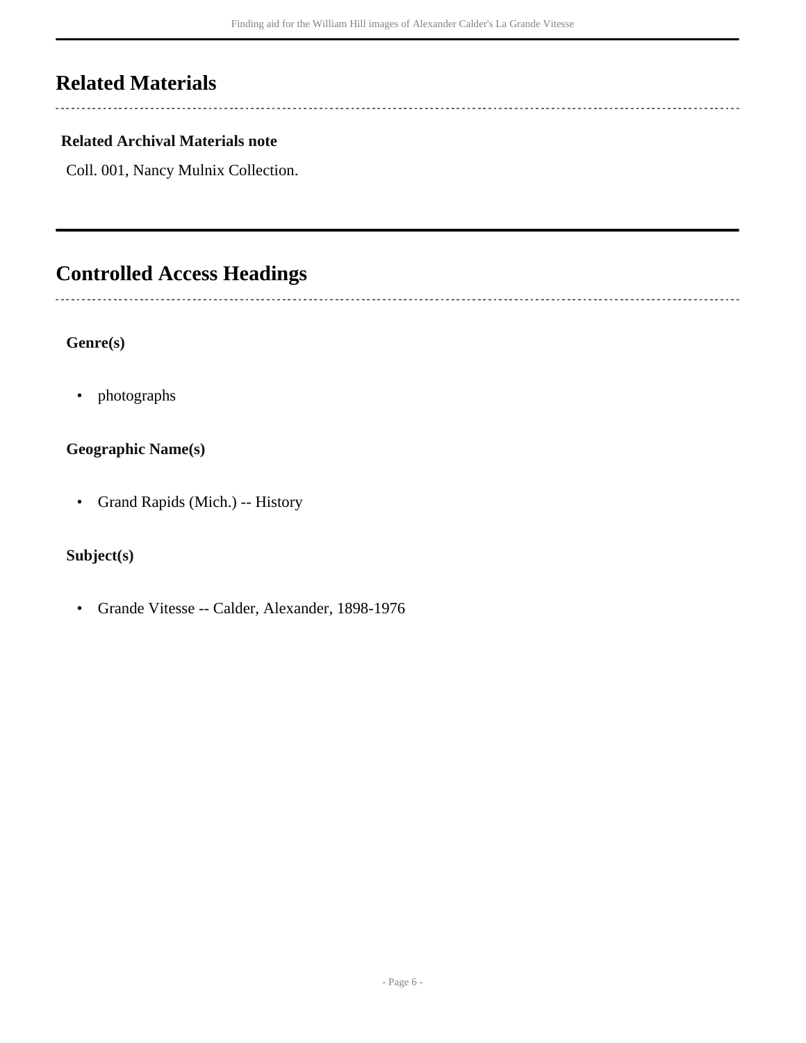## Related Materials

### Related Archival Materials note

Coll. 001, Nancy Mulnix Collection.

## Controlled Access Headings

### Genre(s)

- photographs

### Geographic Name(s)

- Grand Rapids (Mich.) -- History

### Subject(s)

- Grande Vitesse -- Calder, Alexander, 1898-1976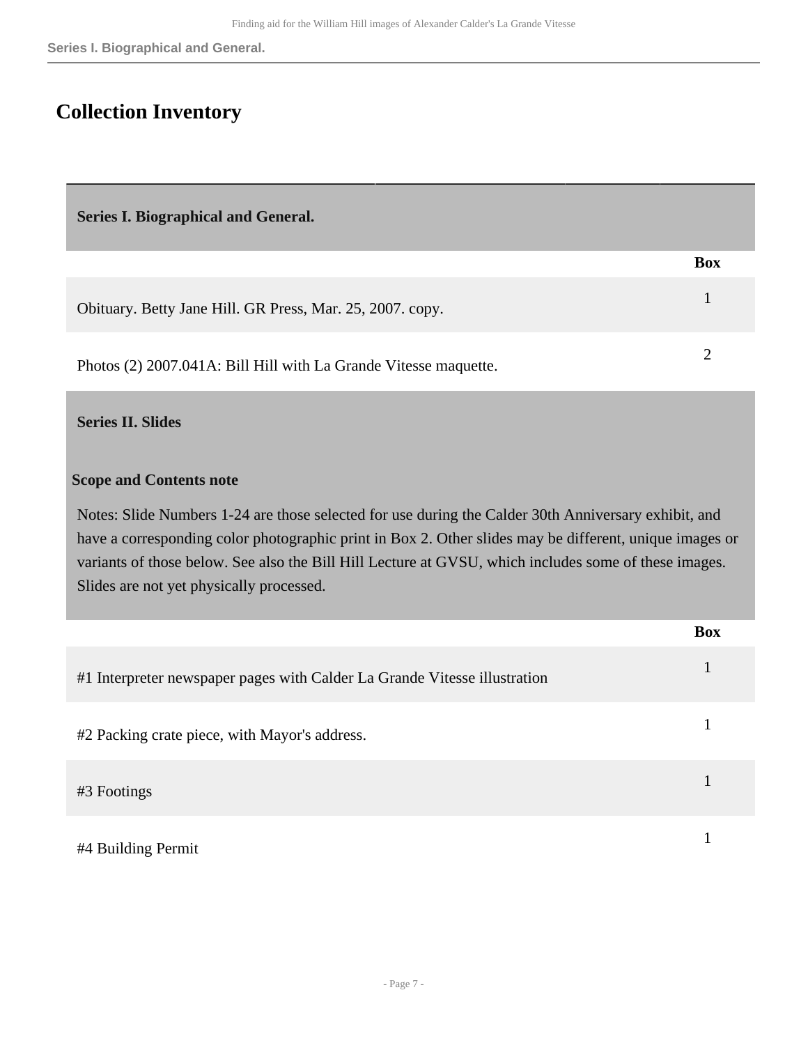## Collection Inventory

### Series I. Biographical and General.

| | Box |
|---|---|
| Obituary. Betty Jane Hill. GR Press, Mar. 25, 2007. copy. | 1 |
| Photos (2) 2007.041A: Bill Hill with La Grande Vitesse maquette. | 2 |

### Series II. Slides

**Scope and Contents note**

Notes: Slide Numbers 1-24 are those selected for use during the Calder 30th Anniversary exhibit, and have a corresponding color photographic print in Box 2. Other slides may be different, unique images or variants of those below. See also the Bill Hill Lecture at GVSU, which includes some of these images. Slides are not yet physically processed.

| | Box |
|---|---|
| #1 Interpreter newspaper pages with Calder La Grande Vitesse illustration | 1 |
| #2 Packing crate piece, with Mayor's address. | 1 |
| #3 Footings | 1 |
| #4 Building Permit | 1 |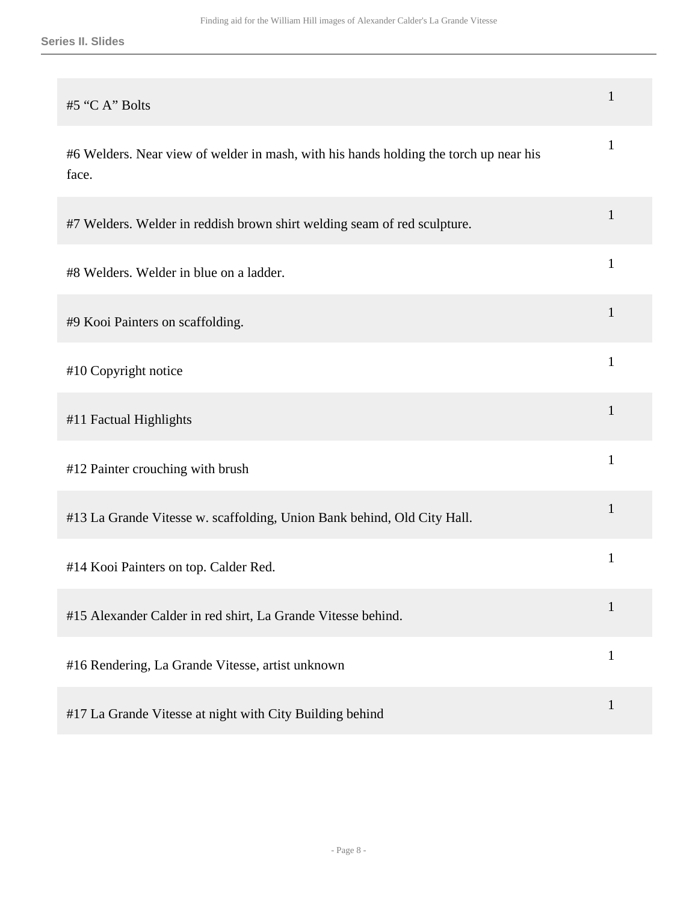| | |
|---|---|
| #5 “C A” Bolts | 1 |
| #6 Welders. Near view of welder in mash, with his hands holding the torch up near his face. | 1 |
| #7 Welders. Welder in reddish brown shirt welding seam of red sculpture. | 1 |
| #8 Welders. Welder in blue on a ladder. | 1 |
| #9 Kooi Painters on scaffolding. | 1 |
| #10 Copyright notice | 1 |
| #11 Factual Highlights | 1 |
| #12 Painter crouching with brush | 1 |
| #13 La Grande Vitesse w. scaffolding, Union Bank behind, Old City Hall. | 1 |
| #14 Kooi Painters on top. Calder Red. | 1 |
| #15 Alexander Calder in red shirt, La Grande Vitesse behind. | 1 |
| #16 Rendering, La Grande Vitesse, artist unknown | 1 |
| #17 La Grande Vitesse at night with City Building behind | 1 |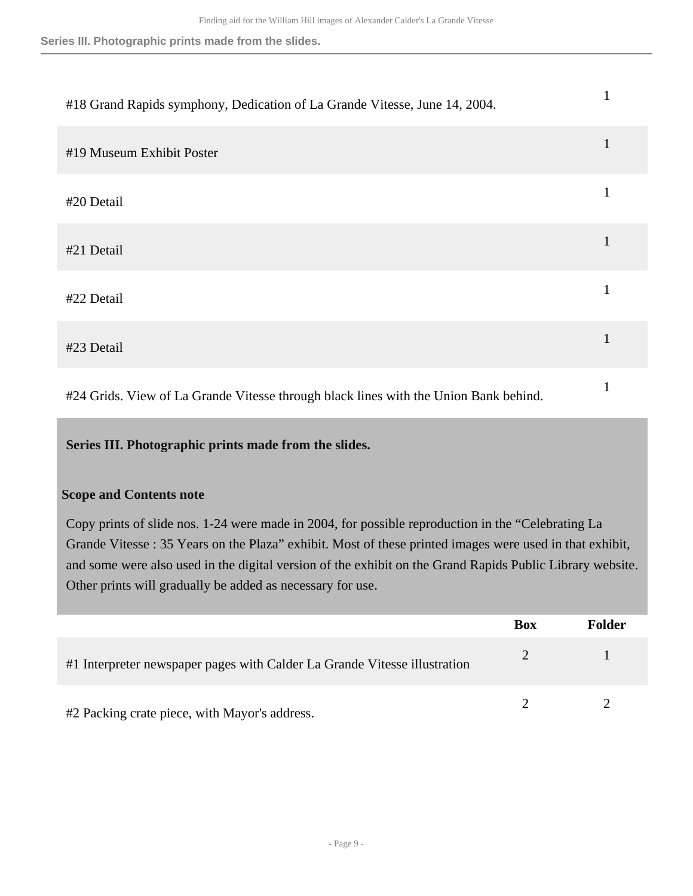| | |
|---|---|
| #18 Grand Rapids symphony, Dedication of La Grande Vitesse, June 14, 2004. | 1 |
| #19 Museum Exhibit Poster | 1 |
| #20 Detail | 1 |
| #21 Detail | 1 |
| #22 Detail | 1 |
| #23 Detail | 1 |
| #24 Grids. View of La Grande Vitesse through black lines with the Union Bank behind. | 1 |

## Series III. Photographic prints made from the slides.

### Scope and Contents note

Copy prints of slide nos. 1-24 were made in 2004, for possible reproduction in the “Celebrating La Grande Vitesse : 35 Years on the Plaza” exhibit. Most of these printed images were used in that exhibit, and some were also used in the digital version of the exhibit on the Grand Rapids Public Library website. Other prints will gradually be added as necessary for use.

| | Box | Folder |
|---|---|---|
| #1 Interpreter newspaper pages with Calder La Grande Vitesse illustration | 2 | 1 |
| #2 Packing crate piece, with Mayor's address. | 2 | 2 |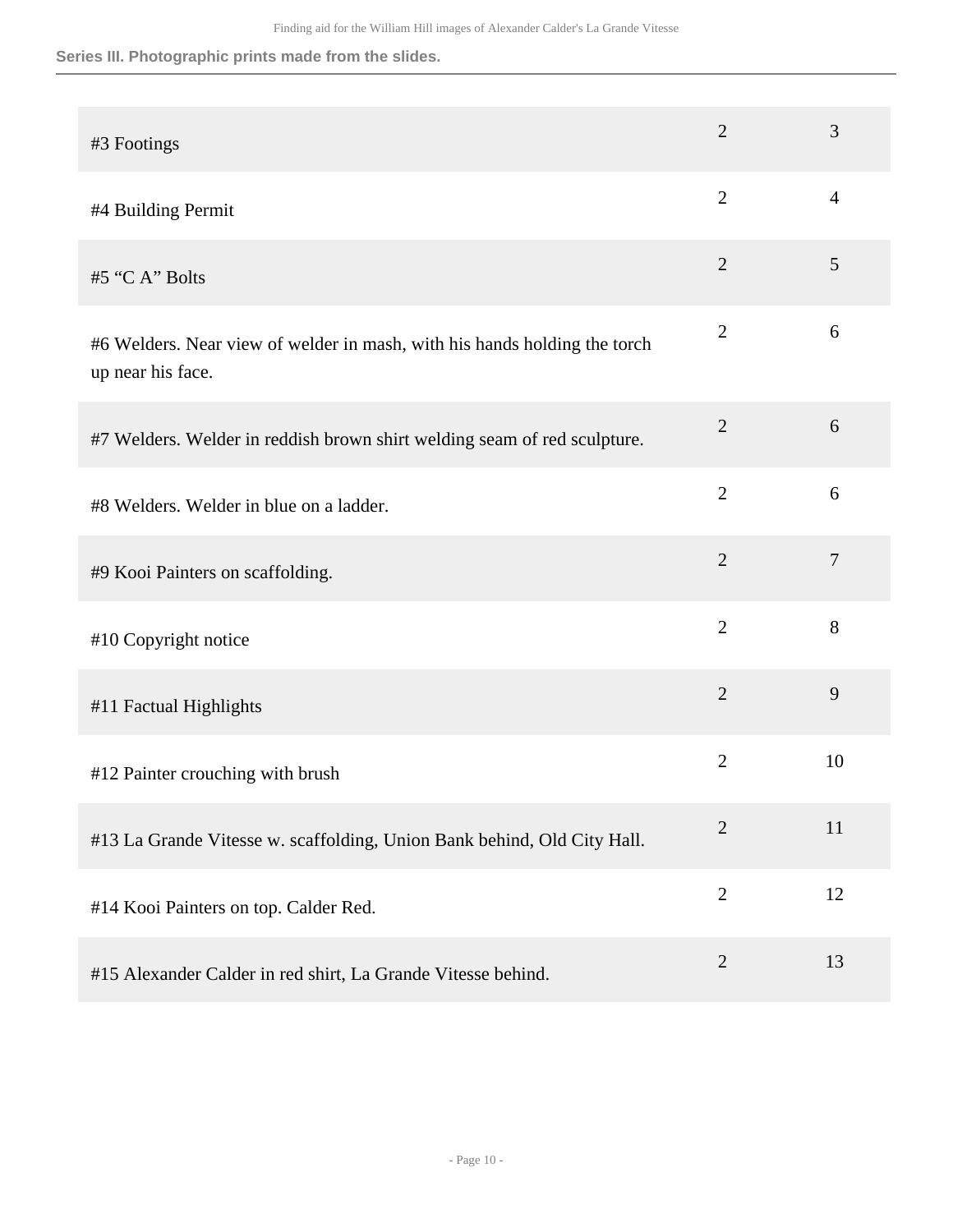**Series III. Photographic prints made from the slides.**

| | | |
|---|---|---|
| #3 Footings | 2 | 3 |
| #4 Building Permit | 2 | 4 |
| #5 "C A" Bolts | 2 | 5 |
| #6 Welders. Near view of welder in mash, with his hands holding the torch up near his face. | 2 | 6 |
| #7 Welders. Welder in reddish brown shirt welding seam of red sculpture. | 2 | 6 |
| #8 Welders. Welder in blue on a ladder. | 2 | 6 |
| #9 Kooi Painters on scaffolding. | 2 | 7 |
| #10 Copyright notice | 2 | 8 |
| #11 Factual Highlights | 2 | 9 |
| #12 Painter crouching with brush | 2 | 10 |
| #13 La Grande Vitesse w. scaffolding, Union Bank behind, Old City Hall. | 2 | 11 |
| #14 Kooi Painters on top. Calder Red. | 2 | 12 |
| #15 Alexander Calder in red shirt, La Grande Vitesse behind. | 2 | 13 |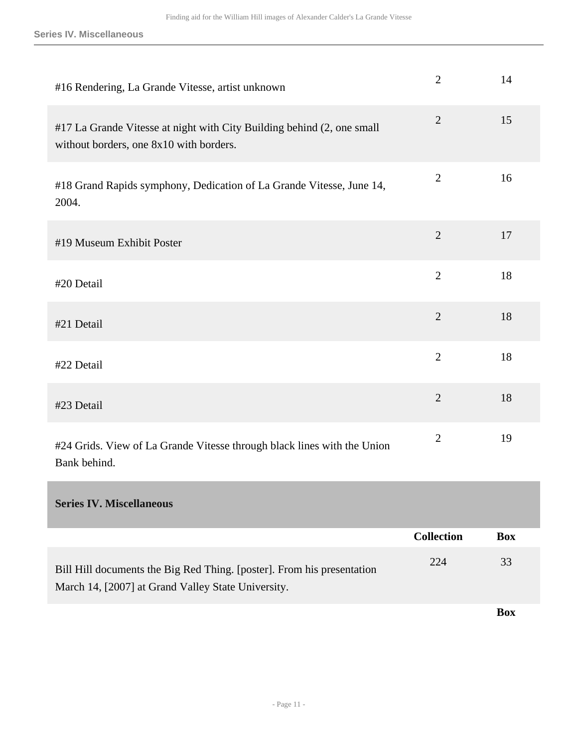| | | |
|---|---|---|
| #16 Rendering, La Grande Vitesse, artist unknown | 2 | 14 |
| #17 La Grande Vitesse at night with City Building behind (2, one small without borders, one 8x10 with borders. | 2 | 15 |
| #18 Grand Rapids symphony, Dedication of La Grande Vitesse, June 14, 2004. | 2 | 16 |
| #19 Museum Exhibit Poster | 2 | 17 |
| #20 Detail | 2 | 18 |
| #21 Detail | 2 | 18 |
| #22 Detail | 2 | 18 |
| #23 Detail | 2 | 18 |
| #24 Grids. View of La Grande Vitesse through black lines with the Union Bank behind. | 2 | 19 |

## Series IV. Miscellaneous

| | Collection | Box |
|---|---|---|
| Bill Hill documents the Big Red Thing. [poster]. From his presentation March 14, [2007] at Grand Valley State University. | 224 | 33 |

| | Box |
|---|---|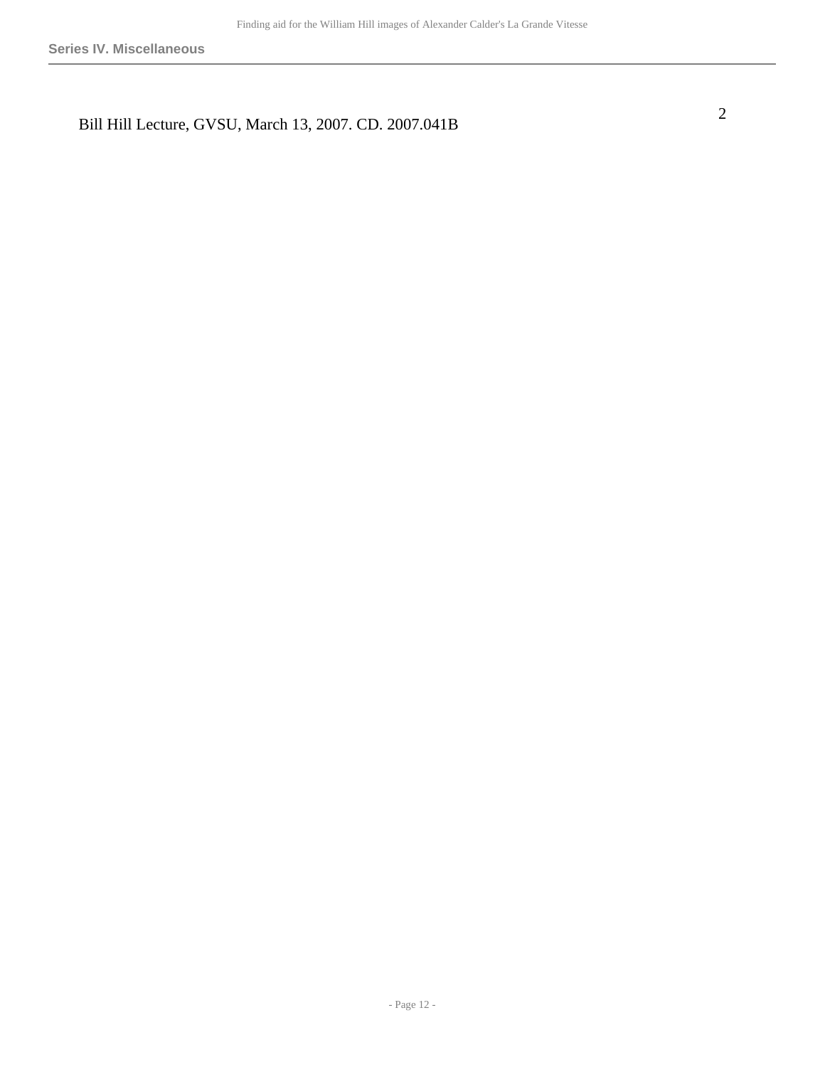Bill Hill Lecture, GVSU, March 13, 2007. CD. 2007.041B 2